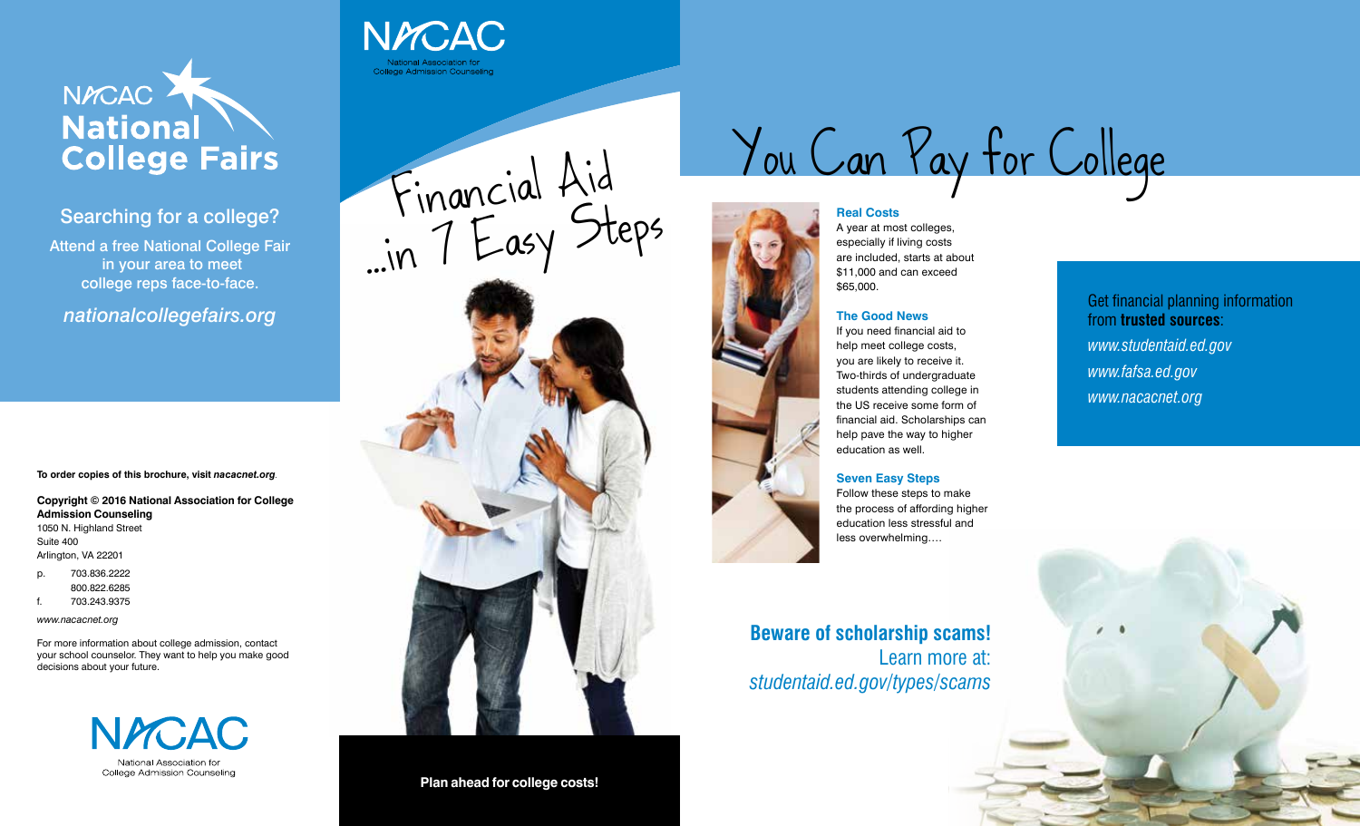NACAC **National College Fairs**

## Searching for a college?

Attend a free National College Fair in your area to meet college reps face-to-face.

*nationalcollegefairs.org*

**To order copies of this brochure, visit *nacacnet.org*.**

**Copyright © 2016 National Association for College Admission Counseling**
1050 N. Highland Street
Suite 400
Arlington, VA 22201

p. 703.836.2222
800.822.6285
f. 703.243.9375

*www.nacacnet.org*

For more information about college admission, contact your school counselor. They want to help you make good decisions about your future.

NACAC
National Association for College Admission Counseling

NACAC
National Association for College Admission Counseling

# Financial Aid ...in 7 Easy Steps

**Plan ahead for college costs!**

# You Can Pay for College

### Real Costs

A year at most colleges, especially if living costs are included, starts at about $11,000 and can exceed $65,000.

### The Good News

If you need financial aid to help meet college costs, you are likely to receive it. Two-thirds of undergraduate students attending college in the US receive some form of financial aid. Scholarships can help pave the way to higher education as well.

### Seven Easy Steps

Follow these steps to make the process of affording higher education less stressful and less overwhelming....

**Beware of scholarship scams!**
Learn more at:
*studentaid.ed.gov/types/scams*

Get financial planning information from **trusted sources**:

*www.studentaid.ed.gov*
*www.fafsa.ed.gov*
*www.nacacnet.org*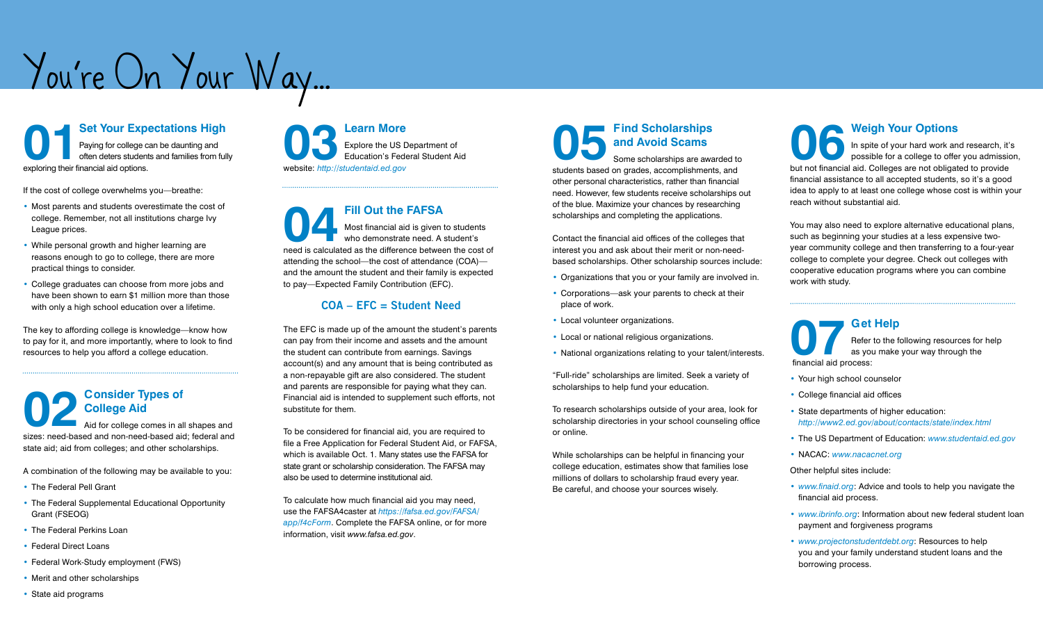# You're On Your Way...

## 01 Set Your Expectations High

Paying for college can be daunting and often deters students and families from fully exploring their financial aid options.

If the cost of college overwhelms you—breathe:

- Most parents and students overestimate the cost of college. Remember, not all institutions charge Ivy League prices.
- While personal growth and higher learning are reasons enough to go to college, there are more practical things to consider.
- College graduates can choose from more jobs and have been shown to earn $1 million more than those with only a high school education over a lifetime.

The key to affording college is knowledge—know how to pay for it, and more importantly, where to look to find resources to help you afford a college education.

## 02 Consider Types of College Aid

Aid for college comes in all shapes and sizes: need-based and non-need-based aid; federal and state aid; aid from colleges; and other scholarships.

A combination of the following may be available to you:

- The Federal Pell Grant
- The Federal Supplemental Educational Opportunity Grant (FSEOG)
- The Federal Perkins Loan
- Federal Direct Loans
- Federal Work-Study employment (FWS)
- Merit and other scholarships
- State aid programs

## 03 Learn More

Explore the US Department of Education's Federal Student Aid website: *http://studentaid.ed.gov*

## 04 Fill Out the FAFSA

Most financial aid is given to students who demonstrate need. A student's need is calculated as the difference between the cost of attending the school—the cost of attendance (COA)—and the amount the student and their family is expected to pay—Expected Family Contribution (EFC).

**COA – EFC = Student Need**

The EFC is made up of the amount the student's parents can pay from their income and assets and the amount the student can contribute from earnings. Savings account(s) and any amount that is being contributed as a non-repayable gift are also considered. The student and parents are responsible for paying what they can. Financial aid is intended to supplement such efforts, not substitute for them.

To be considered for financial aid, you are required to file a Free Application for Federal Student Aid, or FAFSA, which is available Oct. 1. Many states use the FAFSA for state grant or scholarship consideration. The FAFSA may also be used to determine institutional aid.

To calculate how much financial aid you may need, use the FAFSA4caster at *https://fafsa.ed.gov/FAFSA/app/f4cForm*. Complete the FAFSA online, or for more information, visit *www.fafsa.ed.gov*.

## 05 Find Scholarships and Avoid Scams

Some scholarships are awarded to students based on grades, accomplishments, and other personal characteristics, rather than financial need. However, few students receive scholarships out of the blue. Maximize your chances by researching scholarships and completing the applications.

Contact the financial aid offices of the colleges that interest you and ask about their merit or non-need-based scholarships. Other scholarship sources include:

- Organizations that you or your family are involved in.
- Corporations—ask your parents to check at their place of work.
- Local volunteer organizations.
- Local or national religious organizations.
- National organizations relating to your talent/interests.

"Full-ride" scholarships are limited. Seek a variety of scholarships to help fund your education.

To research scholarships outside of your area, look for scholarship directories in your school counseling office or online.

While scholarships can be helpful in financing your college education, estimates show that families lose millions of dollars to scholarship fraud every year. Be careful, and choose your sources wisely.

## 06 Weigh Your Options

In spite of your hard work and research, it's possible for a college to offer you admission, but not financial aid. Colleges are not obligated to provide financial assistance to all accepted students, so it's a good idea to apply to at least one college whose cost is within your reach without substantial aid.

You may also need to explore alternative educational plans, such as beginning your studies at a less expensive two-year community college and then transferring to a four-year college to complete your degree. Check out colleges with cooperative education programs where you can combine work with study.

## 07 Get Help

Refer to the following resources for help as you make your way through the financial aid process:

- Your high school counselor
- College financial aid offices
- State departments of higher education: *http://www2.ed.gov/about/contacts/state/index.html*
- The US Department of Education: *www.studentaid.ed.gov*
- NACAC: *www.nacacnet.org*

Other helpful sites include:

- *www.finaid.org*: Advice and tools to help you navigate the financial aid process.
- *www.ibrinfo.org*: Information about new federal student loan payment and forgiveness programs
- *www.projectonstudentdebt.org*: Resources to help you and your family understand student loans and the borrowing process.